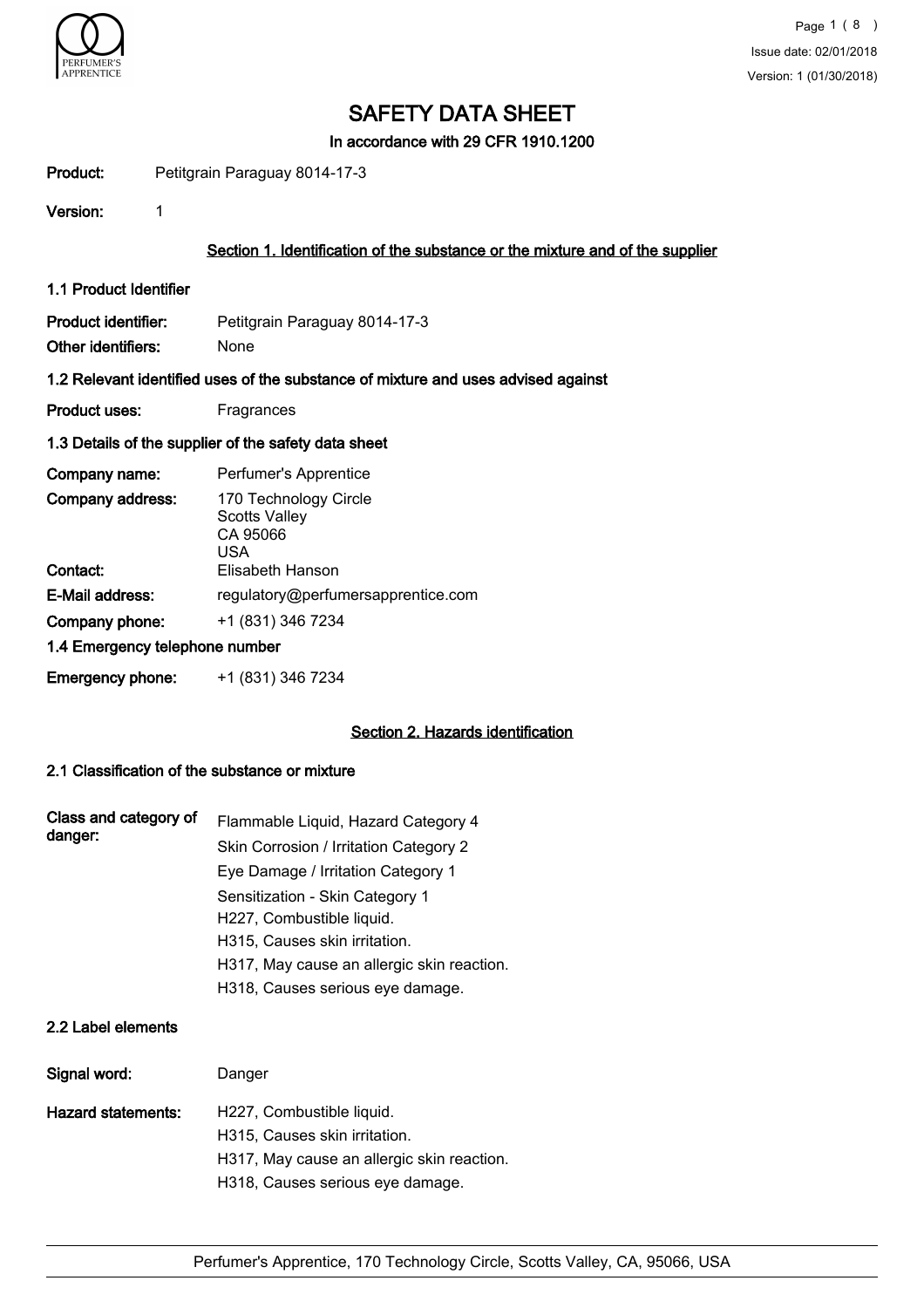# SAFETY DATA SHEET

**In accordance with 29 CFR 1910.1200**

**Product:** Petitgrain Paraguay 8014-17-3

**Version:** 1

## Section 1. Identification of the substance or the mixture and of the supplier

### 1.1 Product Identifier

**Product identifier:** Petitgrain Paraguay 8014-17-3

**Other identifiers:** None

### 1.2 Relevant identified uses of the substance of mixture and uses advised against

**Product uses:** Fragrances

### 1.3 Details of the supplier of the safety data sheet

**Company name:** Perfumer's Apprentice

**Company address:** 170 Technology Circle
Scotts Valley
CA 95066
USA

**Contact:** Elisabeth Hanson

**E-Mail address:** regulatory@perfumersapprentice.com

**Company phone:** +1 (831) 346 7234

### 1.4 Emergency telephone number

**Emergency phone:** +1 (831) 346 7234

## Section 2. Hazards identification

### 2.1 Classification of the substance or mixture

**Class and category of danger:**

Flammable Liquid, Hazard Category 4
Skin Corrosion / Irritation Category 2
Eye Damage / Irritation Category 1
Sensitization - Skin Category 1
H227, Combustible liquid.
H315, Causes skin irritation.
H317, May cause an allergic skin reaction.
H318, Causes serious eye damage.

### 2.2 Label elements

**Signal word:** Danger

**Hazard statements:**

H227, Combustible liquid.
H315, Causes skin irritation.
H317, May cause an allergic skin reaction.
H318, Causes serious eye damage.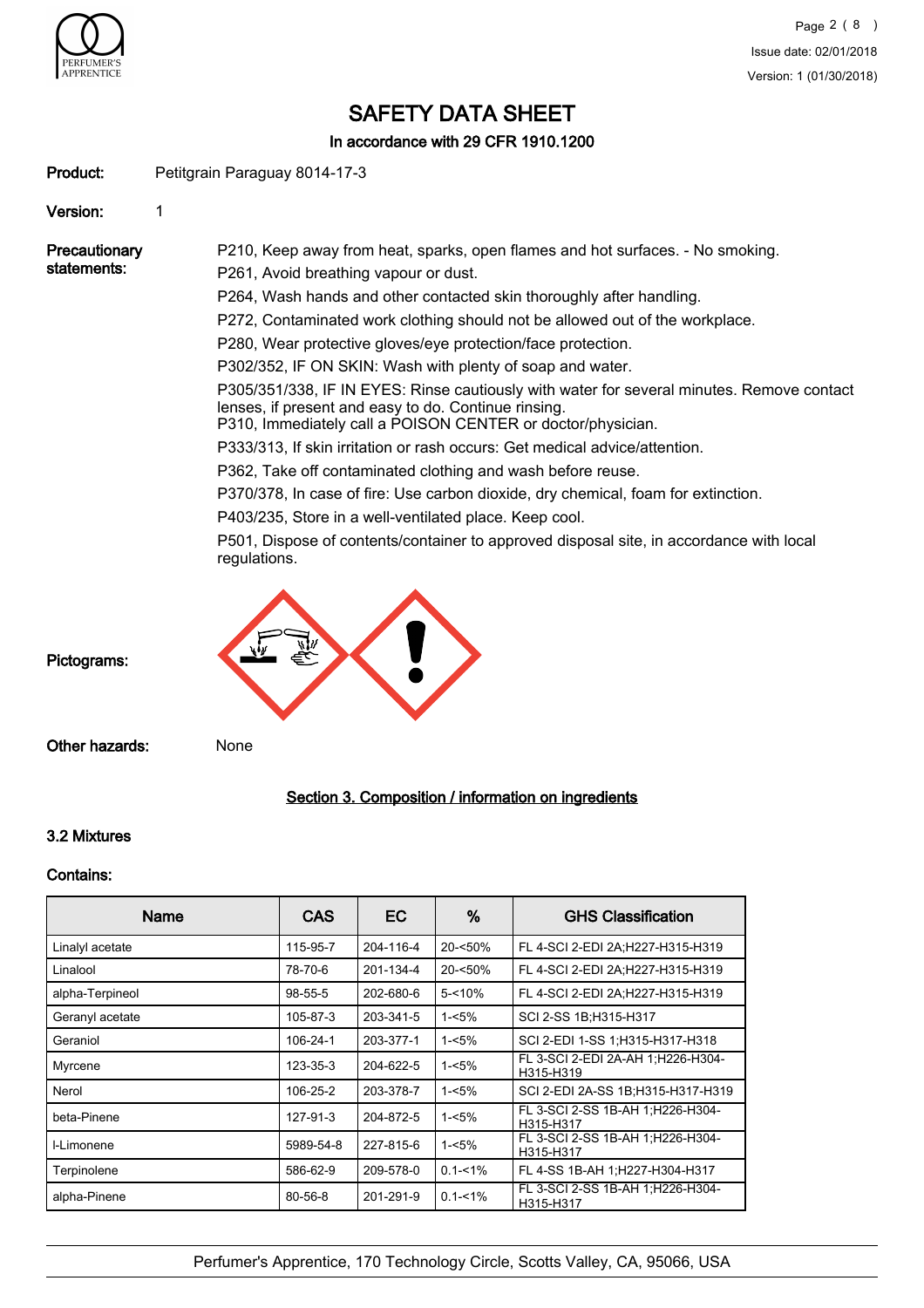# SAFETY DATA SHEET

**In accordance with 29 CFR 1910.1200**

**Product:** Petitgrain Paraguay 8014-17-3

**Version:** 1

**Precautionary statements:**

P210, Keep away from heat, sparks, open flames and hot surfaces. - No smoking.

P261, Avoid breathing vapour or dust.

P264, Wash hands and other contacted skin thoroughly after handling.

P272, Contaminated work clothing should not be allowed out of the workplace.

P280, Wear protective gloves/eye protection/face protection.

P302/352, IF ON SKIN: Wash with plenty of soap and water.

P305/351/338, IF IN EYES: Rinse cautiously with water for several minutes. Remove contact lenses, if present and easy to do. Continue rinsing.
P310, Immediately call a POISON CENTER or doctor/physician.

P333/313, If skin irritation or rash occurs: Get medical advice/attention.

P362, Take off contaminated clothing and wash before reuse.

P370/378, In case of fire: Use carbon dioxide, dry chemical, foam for extinction.

P403/235, Store in a well-ventilated place. Keep cool.

P501, Dispose of contents/container to approved disposal site, in accordance with local regulations.

**Pictograms:**

**Other hazards:** None

## Section 3. Composition / information on ingredients

### 3.2 Mixtures

**Contains:**

| Name | CAS | EC | % | GHS Classification |
|---|---|---|---|---|
| Linalyl acetate | 115-95-7 | 204-116-4 | 20-<50% | FL 4-SCI 2-EDI 2A;H227-H315-H319 |
| Linalool | 78-70-6 | 201-134-4 | 20-<50% | FL 4-SCI 2-EDI 2A;H227-H315-H319 |
| alpha-Terpineol | 98-55-5 | 202-680-6 | 5-<10% | FL 4-SCI 2-EDI 2A;H227-H315-H319 |
| Geranyl acetate | 105-87-3 | 203-341-5 | 1-<5% | SCI 2-SS 1B;H315-H317 |
| Geraniol | 106-24-1 | 203-377-1 | 1-<5% | SCI 2-EDI 1-SS 1;H315-H317-H318 |
| Myrcene | 123-35-3 | 204-622-5 | 1-<5% | FL 3-SCI 2-EDI 2A-AH 1;H226-H304-H315-H319 |
| Nerol | 106-25-2 | 203-378-7 | 1-<5% | SCI 2-EDI 2A-SS 1B;H315-H317-H319 |
| beta-Pinene | 127-91-3 | 204-872-5 | 1-<5% | FL 3-SCI 2-SS 1B-AH 1;H226-H304-H315-H317 |
| l-Limonene | 5989-54-8 | 227-815-6 | 1-<5% | FL 3-SCI 2-SS 1B-AH 1;H226-H304-H315-H317 |
| Terpinolene | 586-62-9 | 209-578-0 | 0.1-<1% | FL 4-SS 1B-AH 1;H227-H304-H317 |
| alpha-Pinene | 80-56-8 | 201-291-9 | 0.1-<1% | FL 3-SCI 2-SS 1B-AH 1;H226-H304-H315-H317 |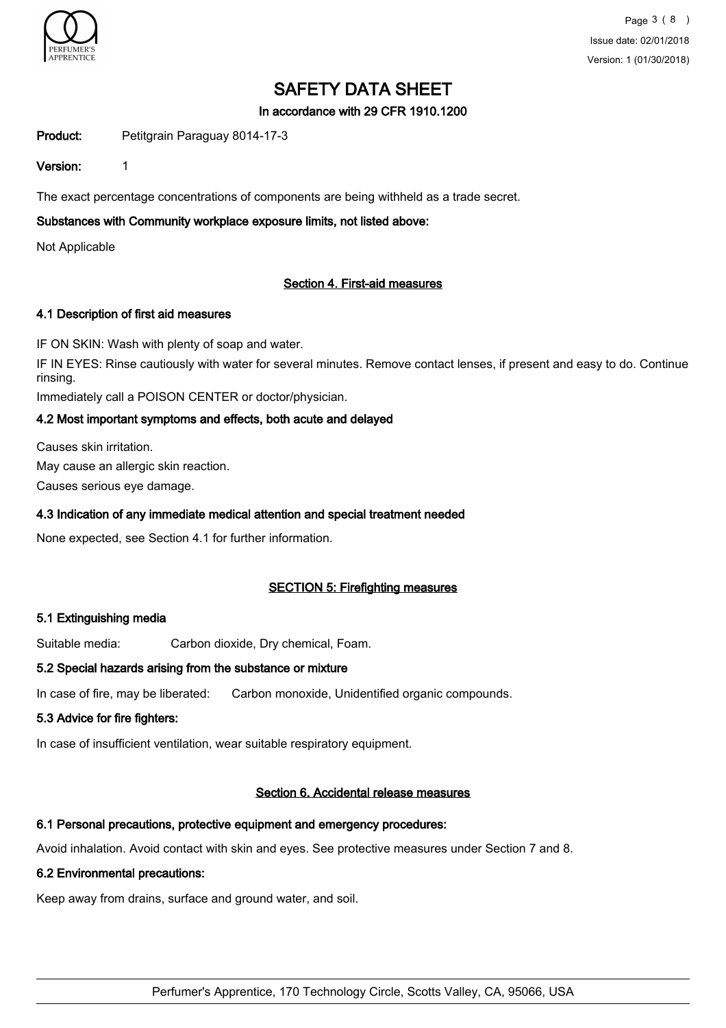# SAFETY DATA SHEET

**In accordance with 29 CFR 1910.1200**

**Product:** Petitgrain Paraguay 8014-17-3

**Version:** 1

The exact percentage concentrations of components are being withheld as a trade secret.

**Substances with Community workplace exposure limits, not listed above:**

Not Applicable

## Section 4. First-aid measures

### 4.1 Description of first aid measures

IF ON SKIN: Wash with plenty of soap and water.

IF IN EYES: Rinse cautiously with water for several minutes. Remove contact lenses, if present and easy to do. Continue rinsing.

Immediately call a POISON CENTER or doctor/physician.

### 4.2 Most important symptoms and effects, both acute and delayed

Causes skin irritation.

May cause an allergic skin reaction.

Causes serious eye damage.

### 4.3 Indication of any immediate medical attention and special treatment needed

None expected, see Section 4.1 for further information.

## SECTION 5: Firefighting measures

### 5.1 Extinguishing media

Suitable media: Carbon dioxide, Dry chemical, Foam.

### 5.2 Special hazards arising from the substance or mixture

In case of fire, may be liberated: Carbon monoxide, Unidentified organic compounds.

### 5.3 Advice for fire fighters:

In case of insufficient ventilation, wear suitable respiratory equipment.

## Section 6. Accidental release measures

### 6.1 Personal precautions, protective equipment and emergency procedures:

Avoid inhalation. Avoid contact with skin and eyes. See protective measures under Section 7 and 8.

### 6.2 Environmental precautions:

Keep away from drains, surface and ground water, and soil.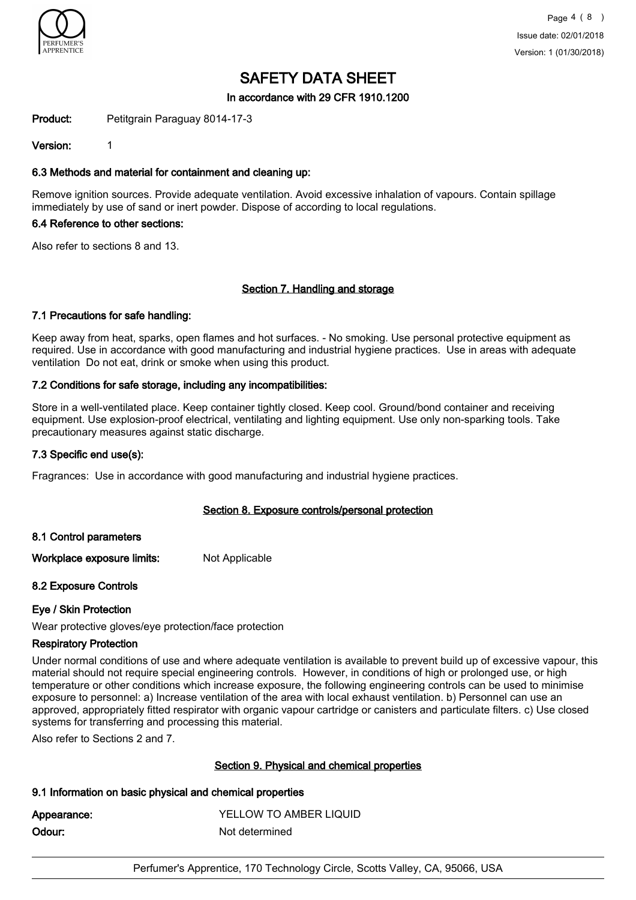# SAFETY DATA SHEET

In accordance with 29 CFR 1910.1200

**Product:** Petitgrain Paraguay 8014-17-3

**Version:** 1

### 6.3 Methods and material for containment and cleaning up:

Remove ignition sources. Provide adequate ventilation. Avoid excessive inhalation of vapours. Contain spillage immediately by use of sand or inert powder. Dispose of according to local regulations.

### 6.4 Reference to other sections:

Also refer to sections 8 and 13.

## Section 7. Handling and storage

### 7.1 Precautions for safe handling:

Keep away from heat, sparks, open flames and hot surfaces. - No smoking. Use personal protective equipment as required. Use in accordance with good manufacturing and industrial hygiene practices. Use in areas with adequate ventilation Do not eat, drink or smoke when using this product.

### 7.2 Conditions for safe storage, including any incompatibilities:

Store in a well-ventilated place. Keep container tightly closed. Keep cool. Ground/bond container and receiving equipment. Use explosion-proof electrical, ventilating and lighting equipment. Use only non-sparking tools. Take precautionary measures against static discharge.

### 7.3 Specific end use(s):

Fragrances: Use in accordance with good manufacturing and industrial hygiene practices.

## Section 8. Exposure controls/personal protection

### 8.1 Control parameters

**Workplace exposure limits:** Not Applicable

### 8.2 Exposure Controls

**Eye / Skin Protection**

Wear protective gloves/eye protection/face protection

**Respiratory Protection**

Under normal conditions of use and where adequate ventilation is available to prevent build up of excessive vapour, this material should not require special engineering controls. However, in conditions of high or prolonged use, or high temperature or other conditions which increase exposure, the following engineering controls can be used to minimise exposure to personnel: a) Increase ventilation of the area with local exhaust ventilation. b) Personnel can use an approved, appropriately fitted respirator with organic vapour cartridge or canisters and particulate filters. c) Use closed systems for transferring and processing this material.

Also refer to Sections 2 and 7.

## Section 9. Physical and chemical properties

### 9.1 Information on basic physical and chemical properties

**Appearance:** YELLOW TO AMBER LIQUID

**Odour:** Not determined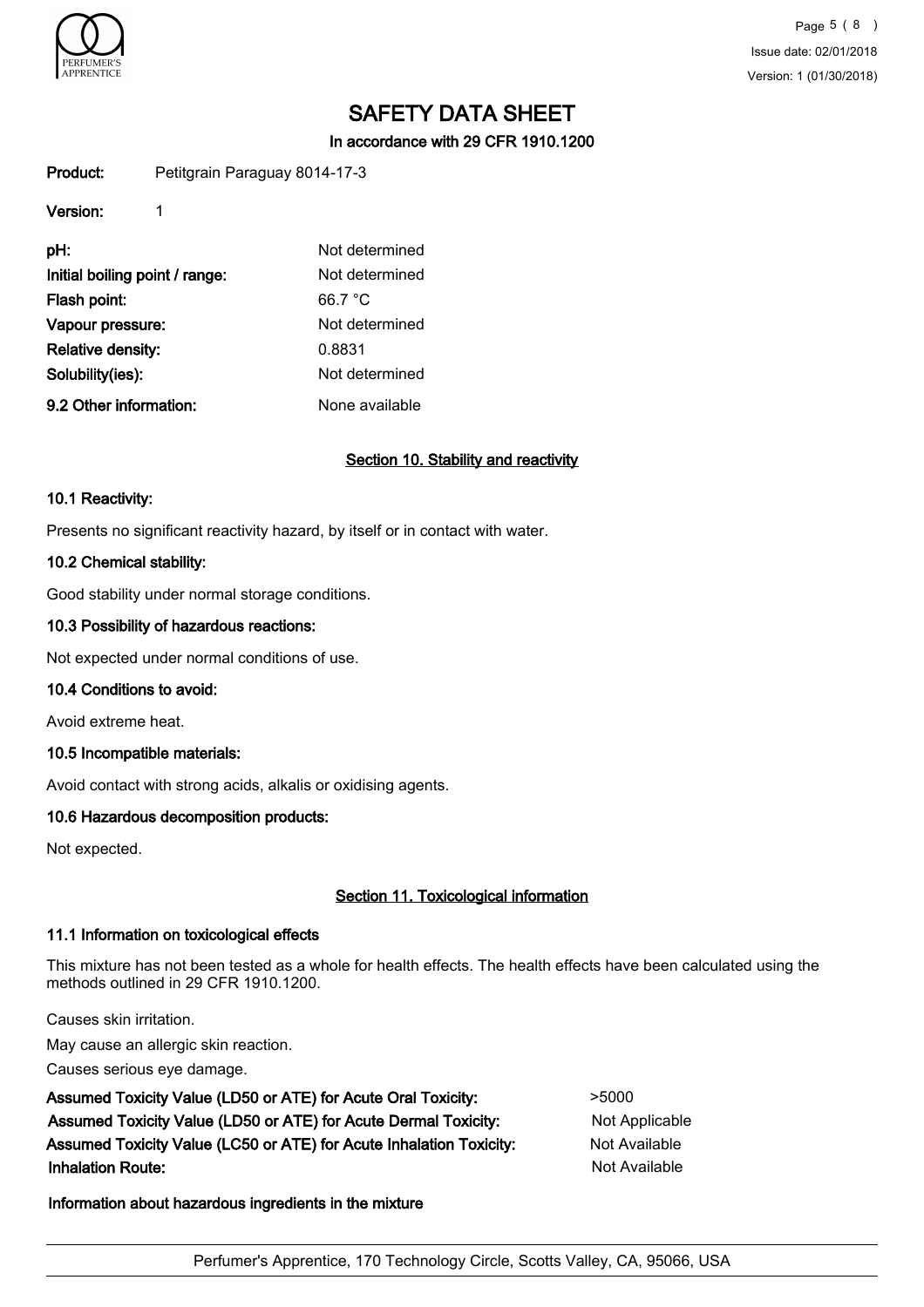# SAFETY DATA SHEET

**In accordance with 29 CFR 1910.1200**

**Product:** Petitgrain Paraguay 8014-17-3

**Version:** 1

| | |
|---|---|
| **pH:** | Not determined |
| **Initial boiling point / range:** | Not determined |
| **Flash point:** | 66.7 °C |
| **Vapour pressure:** | Not determined |
| **Relative density:** | 0.8831 |
| **Solubility(ies):** | Not determined |
| **9.2 Other information:** | None available |

## Section 10. Stability and reactivity

### 10.1 Reactivity:

Presents no significant reactivity hazard, by itself or in contact with water.

### 10.2 Chemical stability:

Good stability under normal storage conditions.

### 10.3 Possibility of hazardous reactions:

Not expected under normal conditions of use.

### 10.4 Conditions to avoid:

Avoid extreme heat.

### 10.5 Incompatible materials:

Avoid contact with strong acids, alkalis or oxidising agents.

### 10.6 Hazardous decomposition products:

Not expected.

## Section 11. Toxicological information

### 11.1 Information on toxicological effects

This mixture has not been tested as a whole for health effects. The health effects have been calculated using the methods outlined in 29 CFR 1910.1200.

Causes skin irritation.

May cause an allergic skin reaction.

Causes serious eye damage.

| | |
|---|---|
| **Assumed Toxicity Value (LD50 or ATE) for Acute Oral Toxicity:** | >5000 |
| **Assumed Toxicity Value (LD50 or ATE) for Acute Dermal Toxicity:** | Not Applicable |
| **Assumed Toxicity Value (LC50 or ATE) for Acute Inhalation Toxicity:** | Not Available |
| **Inhalation Route:** | Not Available |

**Information about hazardous ingredients in the mixture**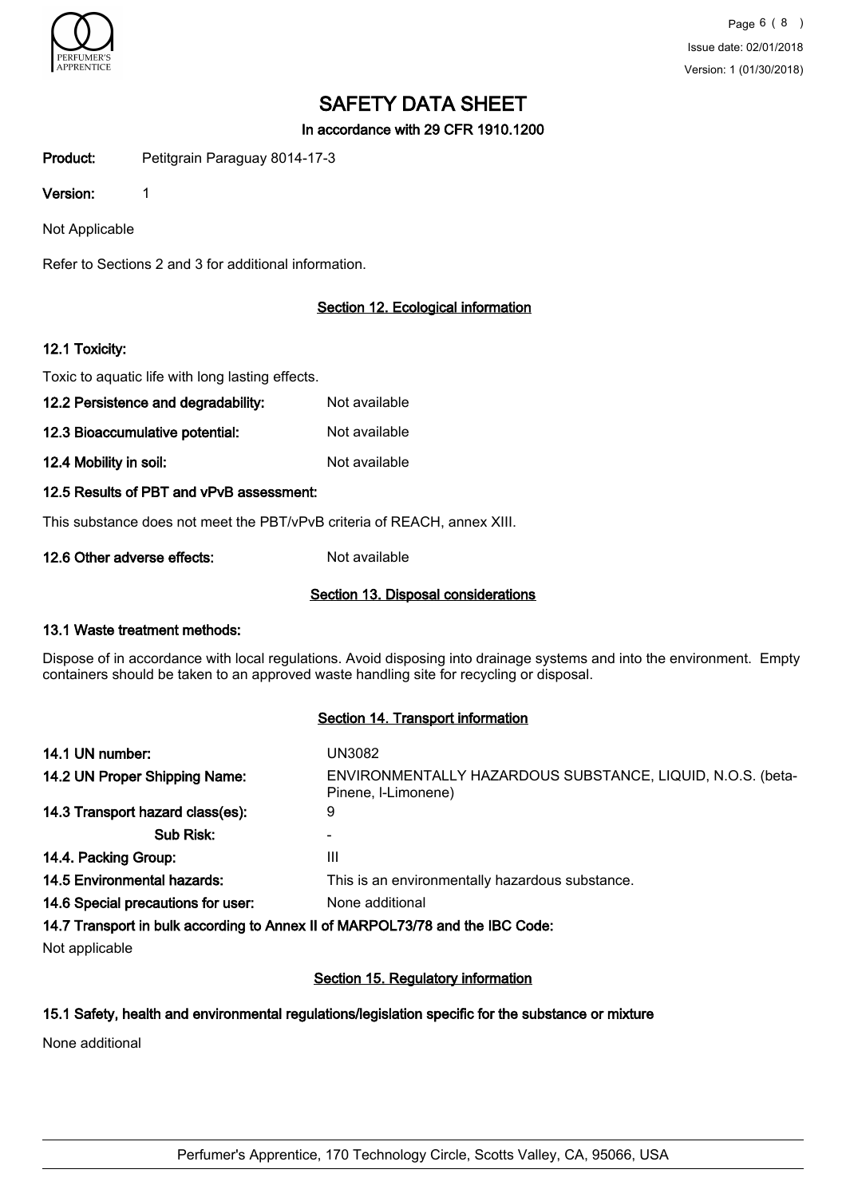# SAFETY DATA SHEET

In accordance with 29 CFR 1910.1200

**Product:** Petitgrain Paraguay 8014-17-3

**Version:** 1

Not Applicable

Refer to Sections 2 and 3 for additional information.

## Section 12. Ecological information

### 12.1 Toxicity:

Toxic to aquatic life with long lasting effects.

**12.2 Persistence and degradability:** Not available

**12.3 Bioaccumulative potential:** Not available

**12.4 Mobility in soil:** Not available

### 12.5 Results of PBT and vPvB assessment:

This substance does not meet the PBT/vPvB criteria of REACH, annex XIII.

**12.6 Other adverse effects:** Not available

## Section 13. Disposal considerations

### 13.1 Waste treatment methods:

Dispose of in accordance with local regulations. Avoid disposing into drainage systems and into the environment. Empty containers should be taken to an approved waste handling site for recycling or disposal.

## Section 14. Transport information

**14.1 UN number:** UN3082

**14.2 UN Proper Shipping Name:** ENVIRONMENTALLY HAZARDOUS SUBSTANCE, LIQUID, N.O.S. (beta-Pinene, l-Limonene)

**14.3 Transport hazard class(es):** 9

**Sub Risk:** -

**14.4. Packing Group:** III

**14.5 Environmental hazards:** This is an environmentally hazardous substance.

**14.6 Special precautions for user:** None additional

### 14.7 Transport in bulk according to Annex II of MARPOL73/78 and the IBC Code:

Not applicable

## Section 15. Regulatory information

### 15.1 Safety, health and environmental regulations/legislation specific for the substance or mixture

None additional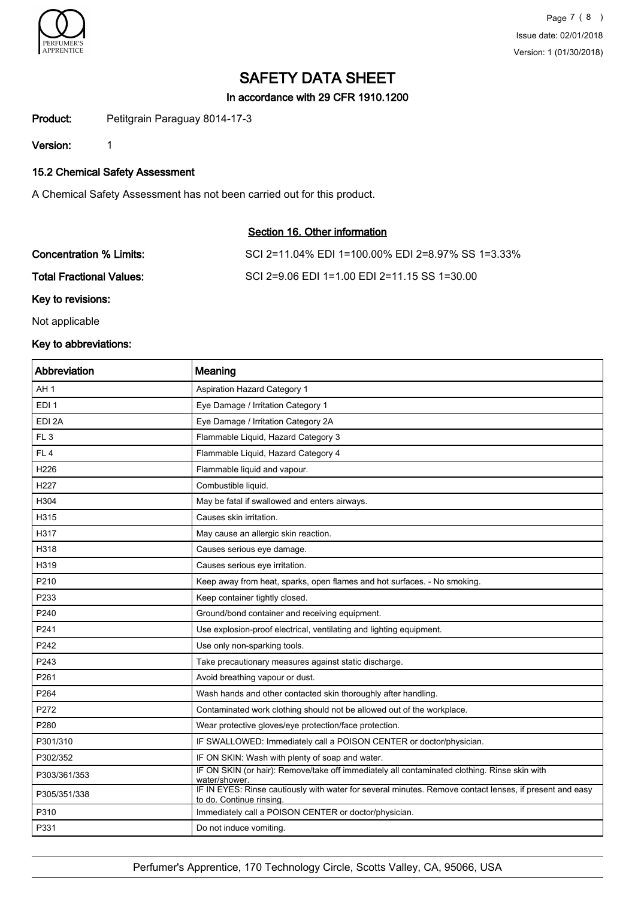# SAFETY DATA SHEET

In accordance with 29 CFR 1910.1200

**Product:** Petitgrain Paraguay 8014-17-3

**Version:** 1

### 15.2 Chemical Safety Assessment

A Chemical Safety Assessment has not been carried out for this product.

## Section 16. Other information

**Concentration % Limits:** SCI 2=11.04% EDI 1=100.00% EDI 2=8.97% SS 1=3.33%

**Total Fractional Values:** SCI 2=9.06 EDI 1=1.00 EDI 2=11.15 SS 1=30.00

**Key to revisions:**

Not applicable

**Key to abbreviations:**

| Abbreviation | Meaning |
|---|---|
| AH 1 | Aspiration Hazard Category 1 |
| EDI 1 | Eye Damage / Irritation Category 1 |
| EDI 2A | Eye Damage / Irritation Category 2A |
| FL 3 | Flammable Liquid, Hazard Category 3 |
| FL 4 | Flammable Liquid, Hazard Category 4 |
| H226 | Flammable liquid and vapour. |
| H227 | Combustible liquid. |
| H304 | May be fatal if swallowed and enters airways. |
| H315 | Causes skin irritation. |
| H317 | May cause an allergic skin reaction. |
| H318 | Causes serious eye damage. |
| H319 | Causes serious eye irritation. |
| P210 | Keep away from heat, sparks, open flames and hot surfaces. - No smoking. |
| P233 | Keep container tightly closed. |
| P240 | Ground/bond container and receiving equipment. |
| P241 | Use explosion-proof electrical, ventilating and lighting equipment. |
| P242 | Use only non-sparking tools. |
| P243 | Take precautionary measures against static discharge. |
| P261 | Avoid breathing vapour or dust. |
| P264 | Wash hands and other contacted skin thoroughly after handling. |
| P272 | Contaminated work clothing should not be allowed out of the workplace. |
| P280 | Wear protective gloves/eye protection/face protection. |
| P301/310 | IF SWALLOWED: Immediately call a POISON CENTER or doctor/physician. |
| P302/352 | IF ON SKIN: Wash with plenty of soap and water. |
| P303/361/353 | IF ON SKIN (or hair): Remove/take off immediately all contaminated clothing. Rinse skin with water/shower. |
| P305/351/338 | IF IN EYES: Rinse cautiously with water for several minutes. Remove contact lenses, if present and easy to do. Continue rinsing. |
| P310 | Immediately call a POISON CENTER or doctor/physician. |
| P331 | Do not induce vomiting. |

Perfumer's Apprentice, 170 Technology Circle, Scotts Valley, CA, 95066, USA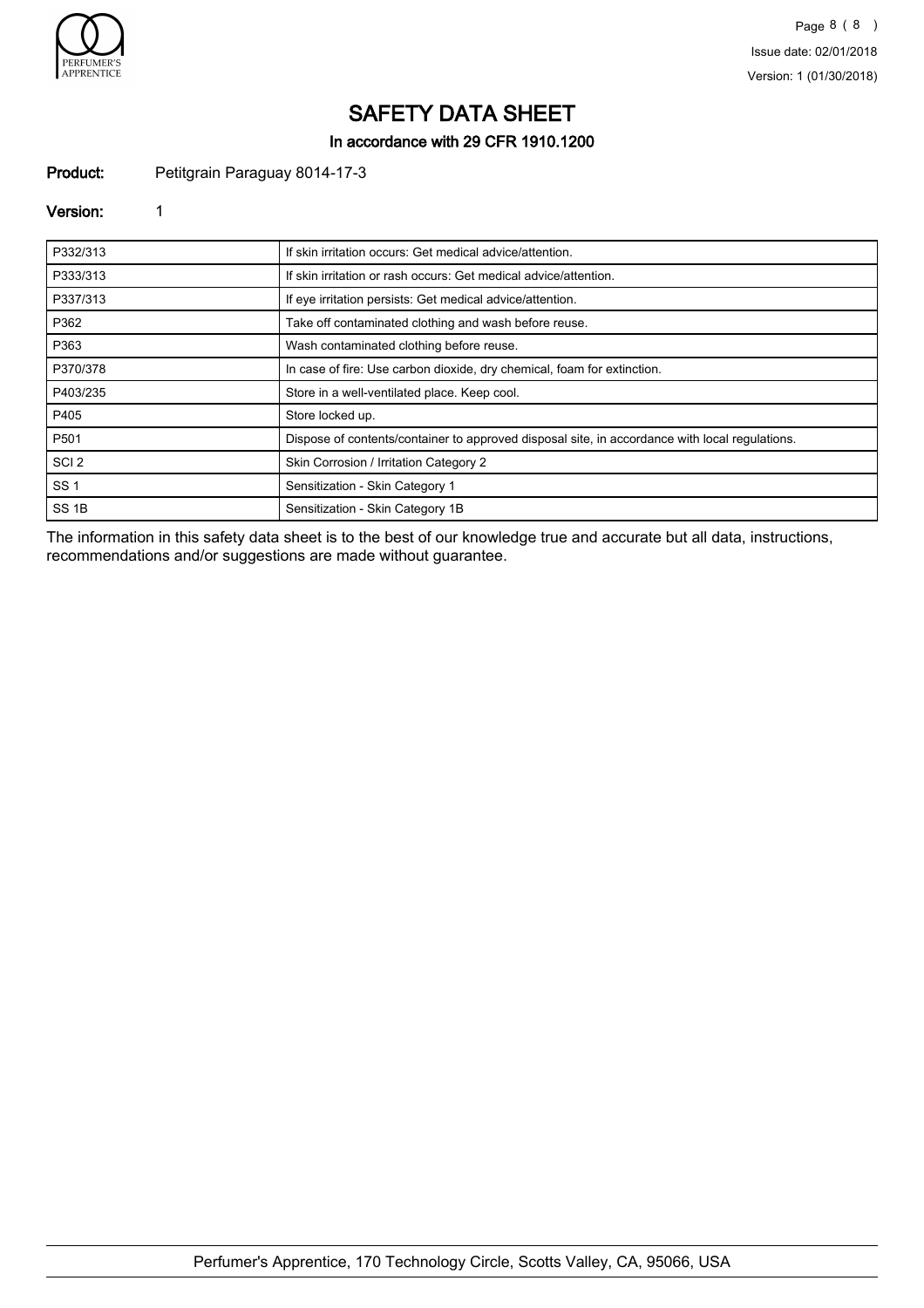# SAFETY DATA SHEET

**In accordance with 29 CFR 1910.1200**

**Product:** Petitgrain Paraguay 8014-17-3

**Version:** 1

| | |
|---|---|
| P332/313 | If skin irritation occurs: Get medical advice/attention. |
| P333/313 | If skin irritation or rash occurs: Get medical advice/attention. |
| P337/313 | If eye irritation persists: Get medical advice/attention. |
| P362 | Take off contaminated clothing and wash before reuse. |
| P363 | Wash contaminated clothing before reuse. |
| P370/378 | In case of fire: Use carbon dioxide, dry chemical, foam for extinction. |
| P403/235 | Store in a well-ventilated place. Keep cool. |
| P405 | Store locked up. |
| P501 | Dispose of contents/container to approved disposal site, in accordance with local regulations. |
| SCI 2 | Skin Corrosion / Irritation Category 2 |
| SS 1 | Sensitization - Skin Category 1 |
| SS 1B | Sensitization - Skin Category 1B |

The information in this safety data sheet is to the best of our knowledge true and accurate but all data, instructions, recommendations and/or suggestions are made without guarantee.